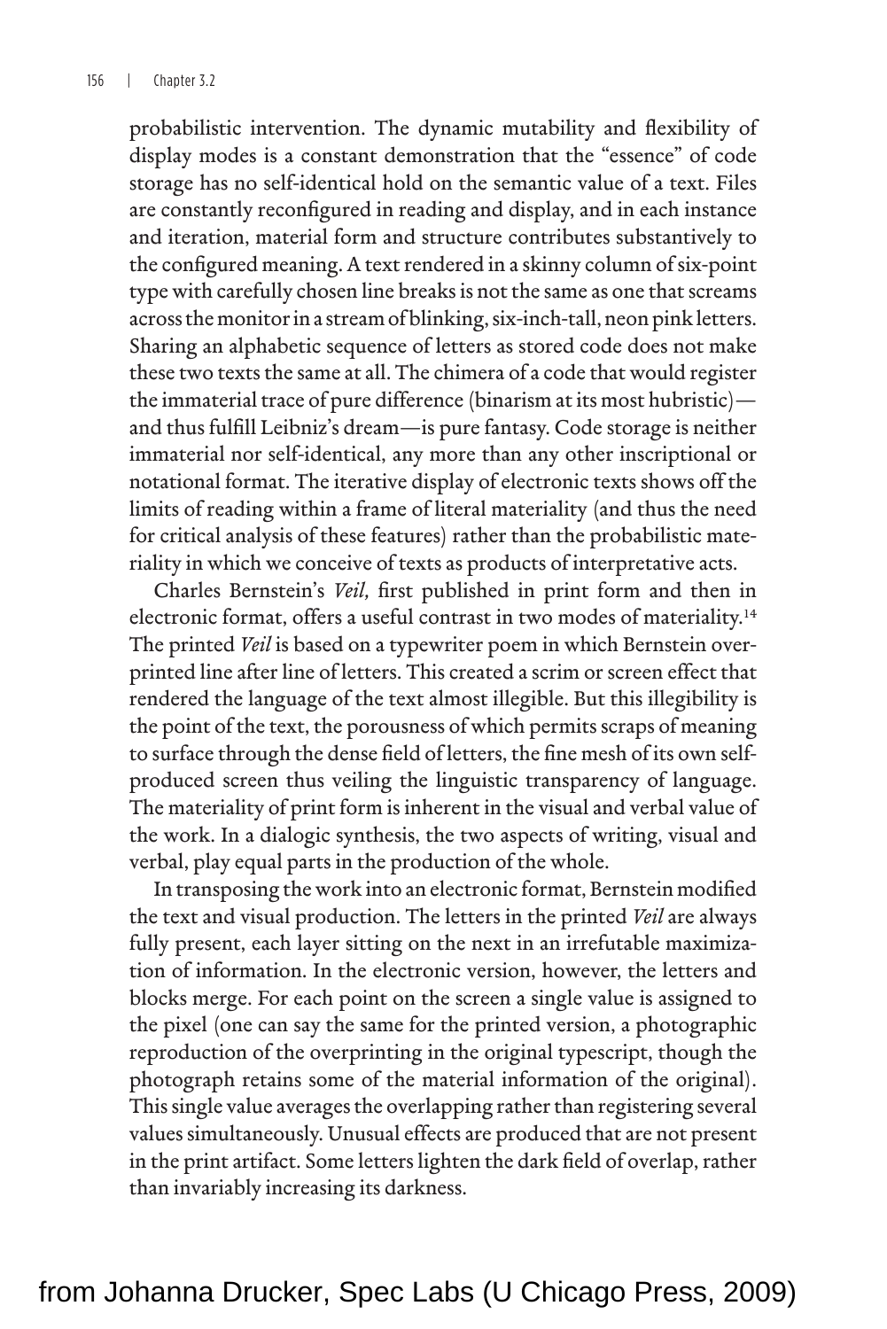probabilistic intervention. The dynamic mutability and flexibility of display modes is a constant demonstration that the "essence" of code storage has no self-identical hold on the semantic value of a text. Files are constantly reconfigured in reading and display, and in each instance and iteration, material form and structure contributes substantively to the configured meaning. A text rendered in a skinny column of six-point type with carefully chosen line breaks is not the same as one that screams across the monitor in a stream of blinking, six-inch-tall, neon pink letters. Sharing an alphabetic sequence of letters as stored code does not make these two texts the same at all. The chimera of a code that would register the immaterial trace of pure difference (binarism at its most hubristic)—and thus fulfill Leibniz's dream—is pure fantasy. Code storage is neither immaterial nor self-identical, any more than any other inscriptional or notational format. The iterative display of electronic texts shows off the limits of reading within a frame of literal materiality (and thus the need for critical analysis of these features) rather than the probabilistic materiality in which we conceive of texts as products of interpretative acts.

Charles Bernstein's *Veil,* first published in print form and then in electronic format, offers a useful contrast in two modes of materiality.[14] The printed *Veil* is based on a typewriter poem in which Bernstein overprinted line after line of letters. This created a scrim or screen effect that rendered the language of the text almost illegible. But this illegibility is the point of the text, the porousness of which permits scraps of meaning to surface through the dense field of letters, the fine mesh of its own self-produced screen thus veiling the linguistic transparency of language. The materiality of print form is inherent in the visual and verbal value of the work. In a dialogic synthesis, the two aspects of writing, visual and verbal, play equal parts in the production of the whole.

In transposing the work into an electronic format, Bernstein modified the text and visual production. The letters in the printed *Veil* are always fully present, each layer sitting on the next in an irrefutable maximization of information. In the electronic version, however, the letters and blocks merge. For each point on the screen a single value is assigned to the pixel (one can say the same for the printed version, a photographic reproduction of the overprinting in the original typescript, though the photograph retains some of the material information of the original). This single value averages the overlapping rather than registering several values simultaneously. Unusual effects are produced that are not present in the print artifact. Some letters lighten the dark field of overlap, rather than invariably increasing its darkness.

from Johanna Drucker, Spec Labs (U Chicago Press, 2009)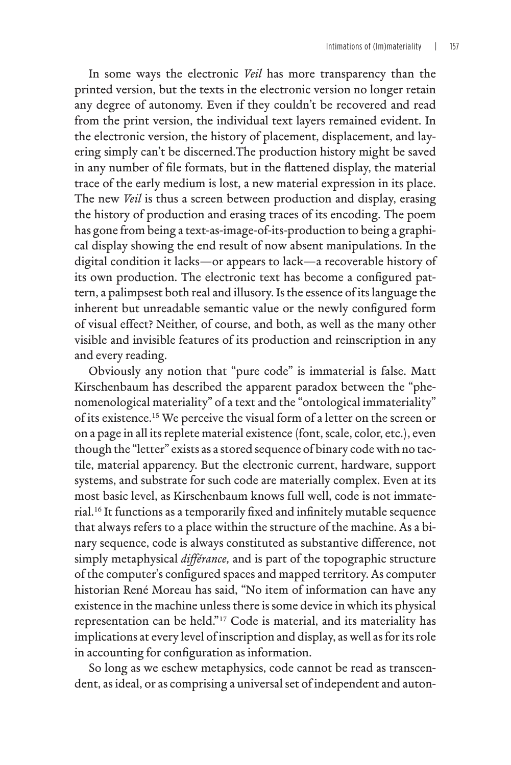In some ways the electronic *Veil* has more transparency than the printed version, but the texts in the electronic version no longer retain any degree of autonomy. Even if they couldn't be recovered and read from the print version, the individual text layers remained evident. In the electronic version, the history of placement, displacement, and layering simply can't be discerned.The production history might be saved in any number of file formats, but in the flattened display, the material trace of the early medium is lost, a new material expression in its place. The new *Veil* is thus a screen between production and display, erasing the history of production and erasing traces of its encoding. The poem has gone from being a text-as-image-of-its-production to being a graphical display showing the end result of now absent manipulations. In the digital condition it lacks—or appears to lack—a recoverable history of its own production. The electronic text has become a configured pattern, a palimpsest both real and illusory. Is the essence of its language the inherent but unreadable semantic value or the newly configured form of visual effect? Neither, of course, and both, as well as the many other visible and invisible features of its production and reinscription in any and every reading.

Obviously any notion that "pure code" is immaterial is false. Matt Kirschenbaum has described the apparent paradox between the "phenomenological materiality" of a text and the "ontological immateriality" of its existence.[15] We perceive the visual form of a letter on the screen or on a page in all its replete material existence (font, scale, color, etc.), even though the "letter" exists as a stored sequence of binary code with no tactile, material apparency. But the electronic current, hardware, support systems, and substrate for such code are materially complex. Even at its most basic level, as Kirschenbaum knows full well, code is not immaterial.[16] It functions as a temporarily fixed and infinitely mutable sequence that always refers to a place within the structure of the machine. As a binary sequence, code is always constituted as substantive difference, not simply metaphysical *différance,* and is part of the topographic structure of the computer's configured spaces and mapped territory. As computer historian René Moreau has said, "No item of information can have any existence in the machine unless there is some device in which its physical representation can be held."[17] Code is material, and its materiality has implications at every level of inscription and display, as well as for its role in accounting for configuration as information.

So long as we eschew metaphysics, code cannot be read as transcendent, as ideal, or as comprising a universal set of independent and auton-